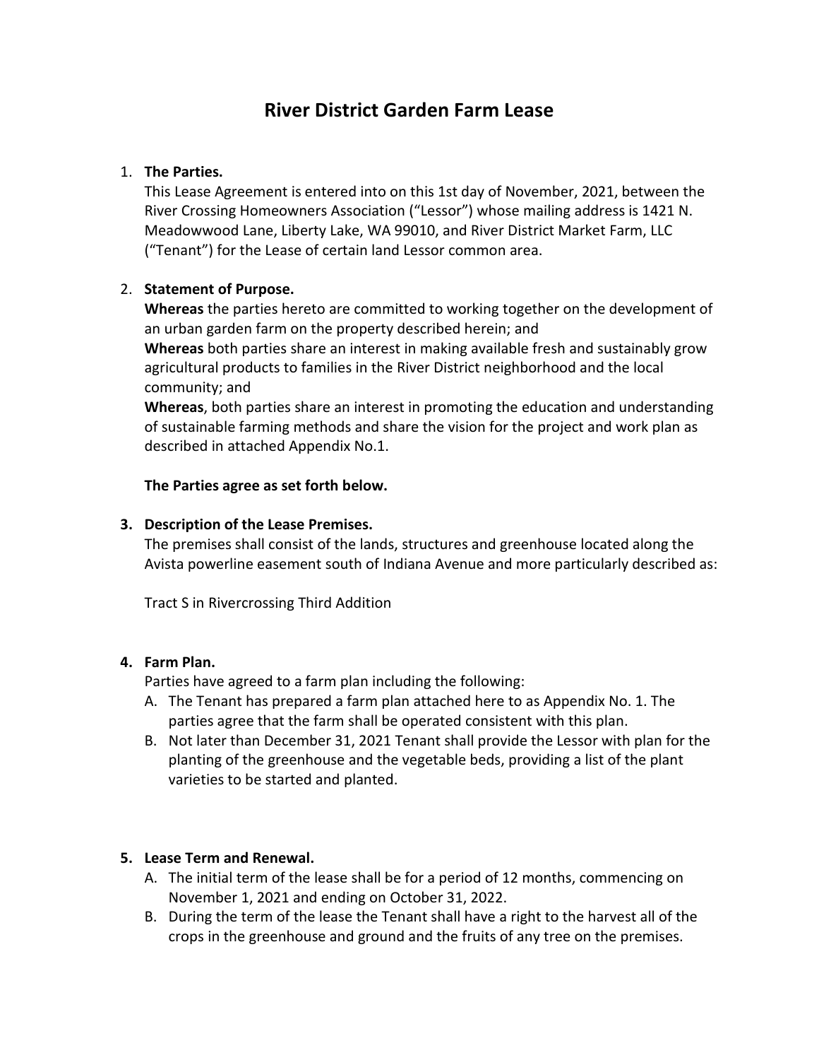# River District Garden Farm Lease

1. **The Parties.**
   This Lease Agreement is entered into on this 1st day of November, 2021, between the River Crossing Homeowners Association ("Lessor") whose mailing address is 1421 N. Meadowwood Lane, Liberty Lake, WA 99010, and River District Market Farm, LLC ("Tenant") for the Lease of certain land Lessor common area.

2. **Statement of Purpose.**
   **Whereas** the parties hereto are committed to working together on the development of an urban garden farm on the property described herein; and
   **Whereas** both parties share an interest in making available fresh and sustainably grow agricultural products to families in the River District neighborhood and the local community; and
   **Whereas**, both parties share an interest in promoting the education and understanding of sustainable farming methods and share the vision for the project and work plan as described in attached Appendix No.1.

   **The Parties agree as set forth below.**

3. **Description of the Lease Premises.**
   The premises shall consist of the lands, structures and greenhouse located along the Avista powerline easement south of Indiana Avenue and more particularly described as:

   Tract S in Rivercrossing Third Addition

4. **Farm Plan.**
   Parties have agreed to a farm plan including the following:
   A. The Tenant has prepared a farm plan attached here to as Appendix No. 1. The parties agree that the farm shall be operated consistent with this plan.
   B. Not later than December 31, 2021 Tenant shall provide the Lessor with plan for the planting of the greenhouse and the vegetable beds, providing a list of the plant varieties to be started and planted.

5. **Lease Term and Renewal.**
   A. The initial term of the lease shall be for a period of 12 months, commencing on November 1, 2021 and ending on October 31, 2022.
   B. During the term of the lease the Tenant shall have a right to the harvest all of the crops in the greenhouse and ground and the fruits of any tree on the premises.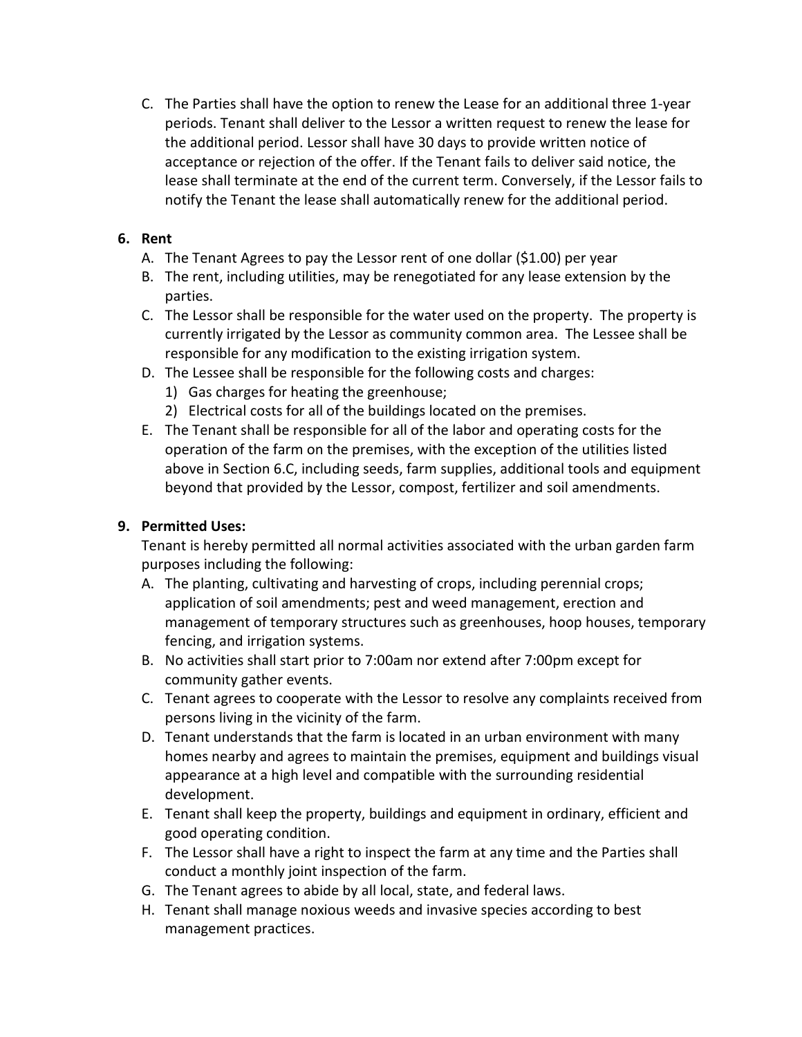C. The Parties shall have the option to renew the Lease for an additional three 1-year periods. Tenant shall deliver to the Lessor a written request to renew the lease for the additional period. Lessor shall have 30 days to provide written notice of acceptance or rejection of the offer. If the Tenant fails to deliver said notice, the lease shall terminate at the end of the current term. Conversely, if the Lessor fails to notify the Tenant the lease shall automatically renew for the additional period.

**6. Rent**

A. The Tenant Agrees to pay the Lessor rent of one dollar ($1.00) per year

B. The rent, including utilities, may be renegotiated for any lease extension by the parties.

C. The Lessor shall be responsible for the water used on the property. The property is currently irrigated by the Lessor as community common area. The Lessee shall be responsible for any modification to the existing irrigation system.

D. The Lessee shall be responsible for the following costs and charges:

1) Gas charges for heating the greenhouse;
2) Electrical costs for all of the buildings located on the premises.

E. The Tenant shall be responsible for all of the labor and operating costs for the operation of the farm on the premises, with the exception of the utilities listed above in Section 6.C, including seeds, farm supplies, additional tools and equipment beyond that provided by the Lessor, compost, fertilizer and soil amendments.

**9. Permitted Uses:**

Tenant is hereby permitted all normal activities associated with the urban garden farm purposes including the following:

A. The planting, cultivating and harvesting of crops, including perennial crops; application of soil amendments; pest and weed management, erection and management of temporary structures such as greenhouses, hoop houses, temporary fencing, and irrigation systems.

B. No activities shall start prior to 7:00am nor extend after 7:00pm except for community gather events.

C. Tenant agrees to cooperate with the Lessor to resolve any complaints received from persons living in the vicinity of the farm.

D. Tenant understands that the farm is located in an urban environment with many homes nearby and agrees to maintain the premises, equipment and buildings visual appearance at a high level and compatible with the surrounding residential development.

E. Tenant shall keep the property, buildings and equipment in ordinary, efficient and good operating condition.

F. The Lessor shall have a right to inspect the farm at any time and the Parties shall conduct a monthly joint inspection of the farm.

G. The Tenant agrees to abide by all local, state, and federal laws.

H. Tenant shall manage noxious weeds and invasive species according to best management practices.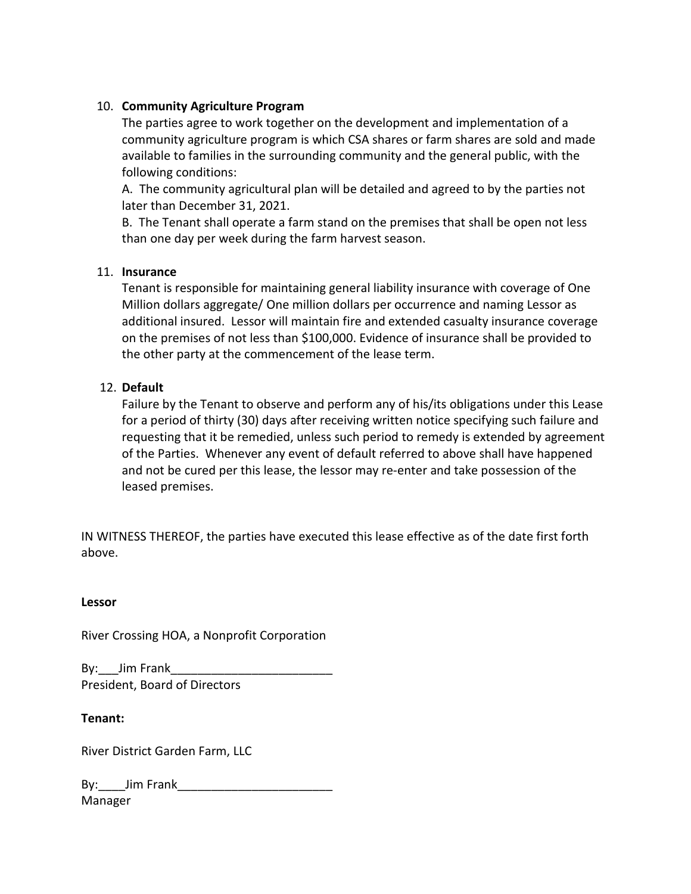10. **Community Agriculture Program**

    The parties agree to work together on the development and implementation of a community agriculture program is which CSA shares or farm shares are sold and made available to families in the surrounding community and the general public, with the following conditions:

    A. The community agricultural plan will be detailed and agreed to by the parties not later than December 31, 2021.

    B. The Tenant shall operate a farm stand on the premises that shall be open not less than one day per week during the farm harvest season.

11. **Insurance**

    Tenant is responsible for maintaining general liability insurance with coverage of One Million dollars aggregate/ One million dollars per occurrence and naming Lessor as additional insured. Lessor will maintain fire and extended casualty insurance coverage on the premises of not less than $100,000. Evidence of insurance shall be provided to the other party at the commencement of the lease term.

12. **Default**

    Failure by the Tenant to observe and perform any of his/its obligations under this Lease for a period of thirty (30) days after receiving written notice specifying such failure and requesting that it be remedied, unless such period to remedy is extended by agreement of the Parties. Whenever any event of default referred to above shall have happened and not be cured per this lease, the lessor may re-enter and take possession of the leased premises.

IN WITNESS THEREOF, the parties have executed this lease effective as of the date first forth above.

**Lessor**

River Crossing HOA, a Nonprofit Corporation

By:___Jim Frank_________________________
President, Board of Directors

**Tenant:**

River District Garden Farm, LLC

By:____Jim Frank________________________
Manager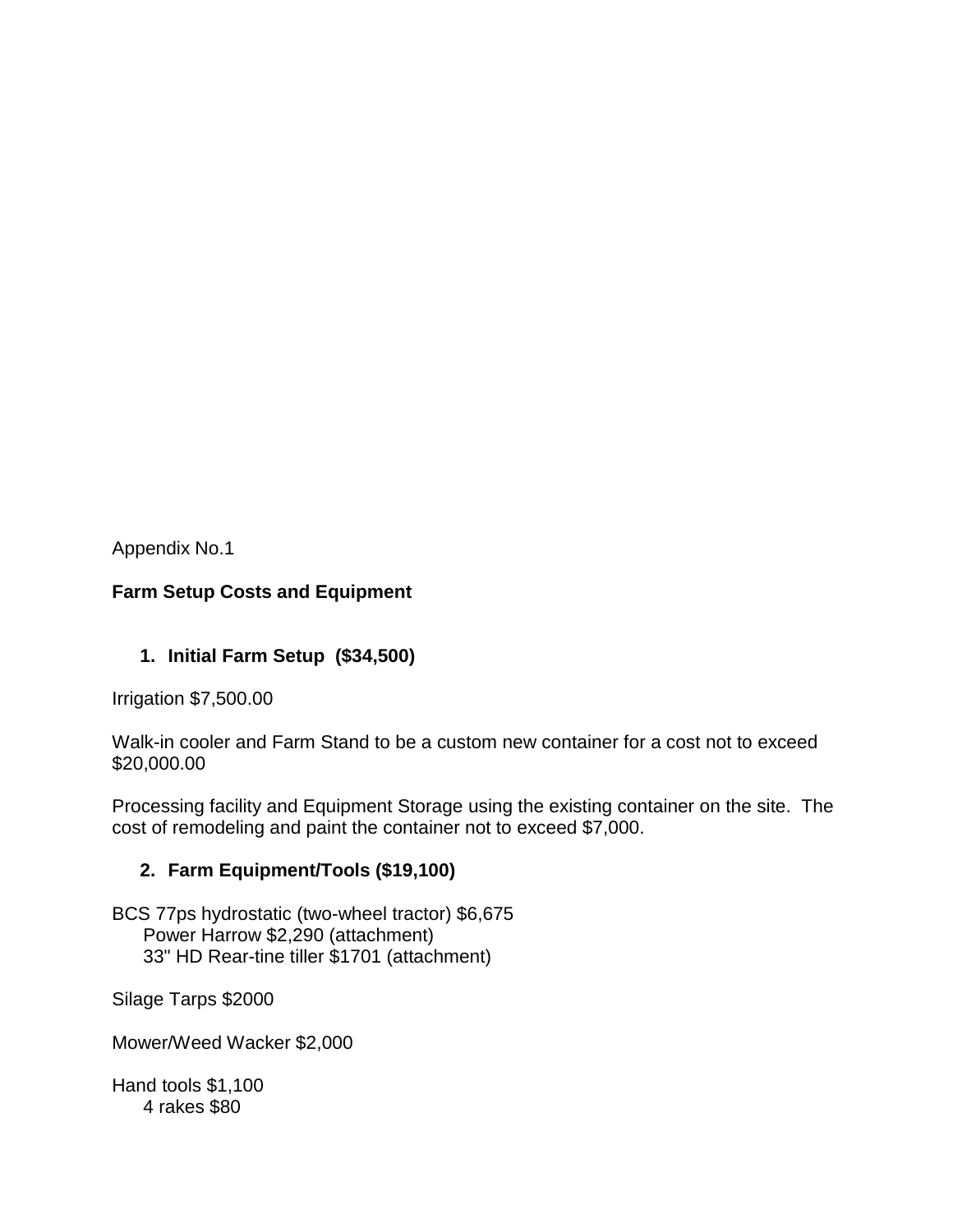Appendix No.1

**Farm Setup Costs and Equipment**

1. **Initial Farm Setup ($34,500)**

Irrigation $7,500.00

Walk-in cooler and Farm Stand to be a custom new container for a cost not to exceed $20,000.00

Processing facility and Equipment Storage using the existing container on the site. The cost of remodeling and paint the container not to exceed $7,000.

2. **Farm Equipment/Tools ($19,100)**

BCS 77ps hydrostatic (two-wheel tractor) $6,675
- Power Harrow $2,290 (attachment)
- 33" HD Rear-tine tiller $1701 (attachment)

Silage Tarps $2000

Mower/Weed Wacker $2,000

Hand tools $1,100
- 4 rakes $80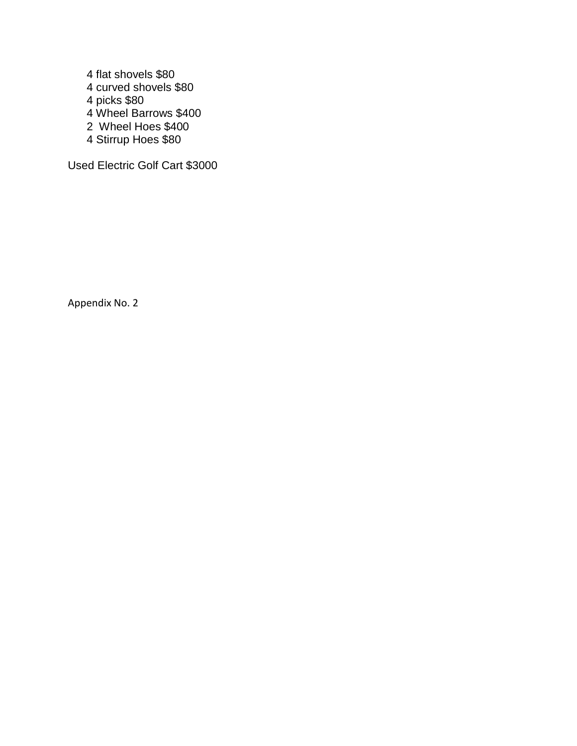4 flat shovels $80  
4 curved shovels $80  
4 picks $80  
4 Wheel Barrows $400  
2  Wheel Hoes $400  
4 Stirrup Hoes $80

Used Electric Golf Cart $3000

Appendix No. 2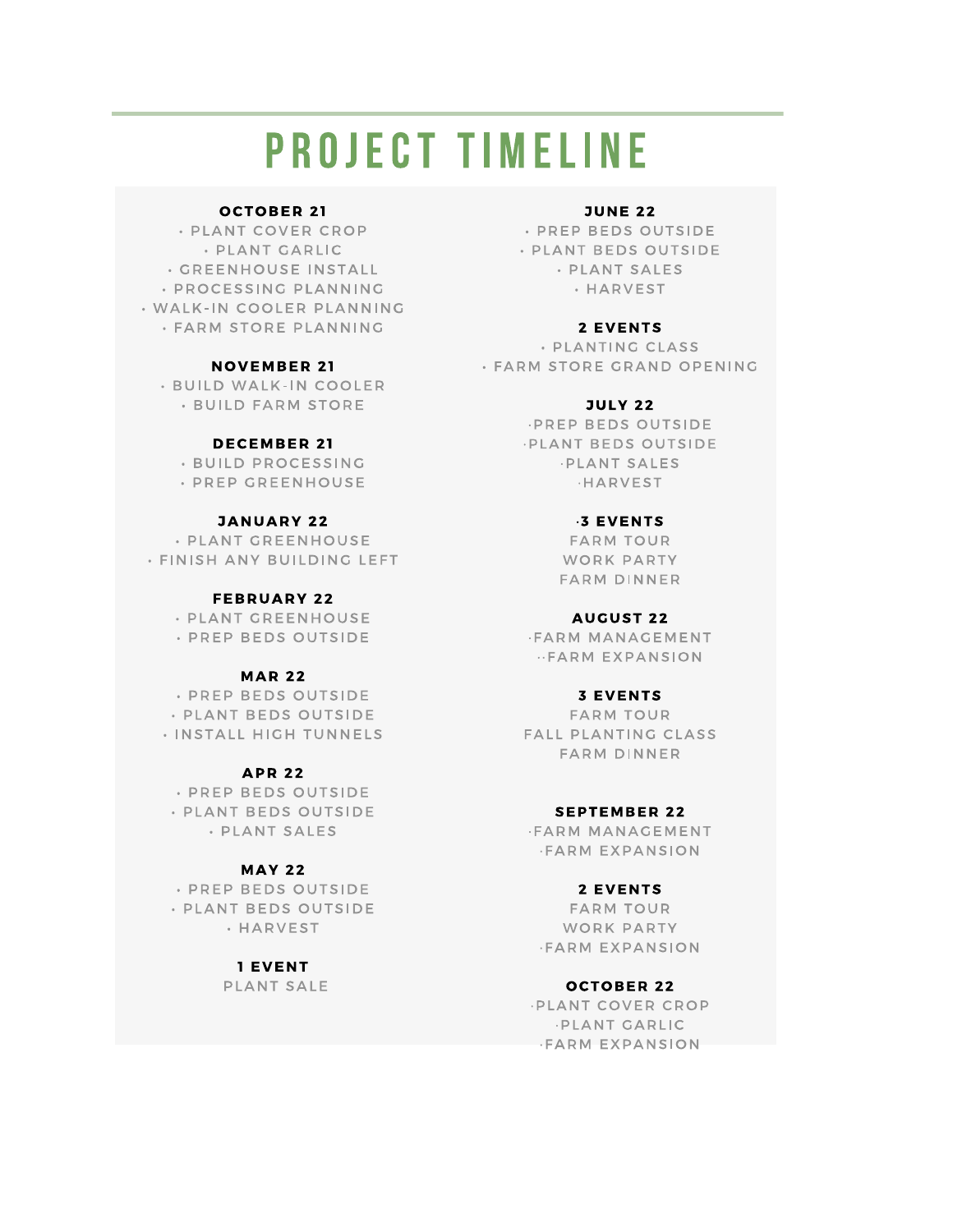# PROJECT TIMELINE

**OCTOBER 21**

- PLANT COVER CROP
- PLANT GARLIC
- GREENHOUSE INSTALL
- PROCESSING PLANNING
- WALK-IN COOLER PLANNING
- FARM STORE PLANNING

**NOVEMBER 21**

- BUILD WALK-IN COOLER
- BUILD FARM STORE

**DECEMBER 21**

- BUILD PROCESSING
- PREP GREENHOUSE

**JANUARY 22**

- PLANT GREENHOUSE
- FINISH ANY BUILDING LEFT

**FEBRUARY 22**

- PLANT GREENHOUSE
- PREP BEDS OUTSIDE

**MAR 22**

- PREP BEDS OUTSIDE
- PLANT BEDS OUTSIDE
- INSTALL HIGH TUNNELS

**APR 22**

- PREP BEDS OUTSIDE
- PLANT BEDS OUTSIDE
- PLANT SALES

**MAY 22**

- PREP BEDS OUTSIDE
- PLANT BEDS OUTSIDE
- HARVEST

**1 EVENT**

PLANT SALE

**JUNE 22**

- PREP BEDS OUTSIDE
- PLANT BEDS OUTSIDE
- PLANT SALES
- HARVEST

**2 EVENTS**

- PLANTING CLASS
- FARM STORE GRAND OPENING

**JULY 22**

·PREP BEDS OUTSIDE
·PLANT BEDS OUTSIDE
·PLANT SALES
·HARVEST

**·3 EVENTS**

FARM TOUR
WORK PARTY
FARM DINNER

**AUGUST 22**

·FARM MANAGEMENT
··FARM EXPANSION

**3 EVENTS**

FARM TOUR
FALL PLANTING CLASS
FARM DINNER

**SEPTEMBER 22**

·FARM MANAGEMENT
·FARM EXPANSION

**2 EVENTS**

FARM TOUR
WORK PARTY
·FARM EXPANSION

**OCTOBER 22**

·PLANT COVER CROP
·PLANT GARLIC
·FARM EXPANSION